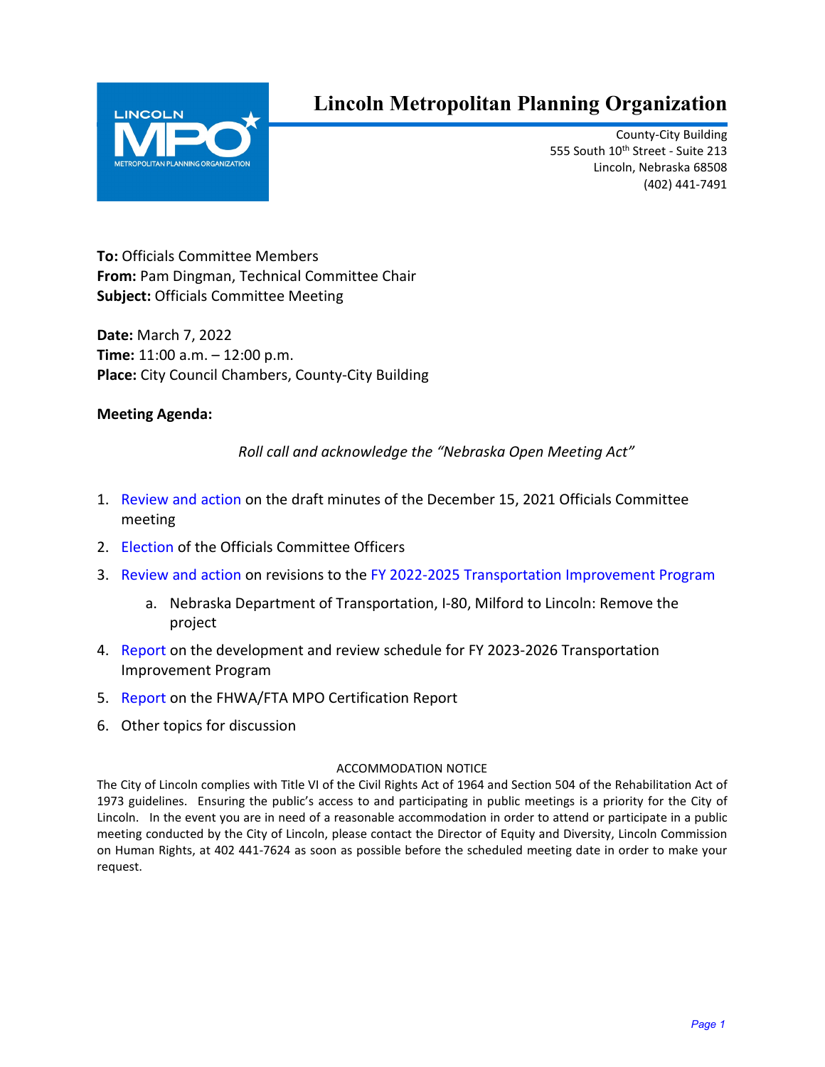# Lincoln Metropolitan Planning Organization

County-City Building
555 South 10th Street - Suite 213
Lincoln, Nebraska 68508
(402) 441-7491

**To:** Officials Committee Members
**From:** Pam Dingman, Technical Committee Chair
**Subject:** Officials Committee Meeting

**Date:** March 7, 2022
**Time:** 11:00 a.m. – 12:00 p.m.
**Place:** City Council Chambers, County-City Building

**Meeting Agenda:**

*Roll call and acknowledge the "Nebraska Open Meeting Act"*

1. Review and action on the draft minutes of the December 15, 2021 Officials Committee meeting
2. Election of the Officials Committee Officers
3. Review and action on revisions to the FY 2022-2025 Transportation Improvement Program
    a. Nebraska Department of Transportation, I-80, Milford to Lincoln: Remove the project
4. Report on the development and review schedule for FY 2023-2026 Transportation Improvement Program
5. Report on the FHWA/FTA MPO Certification Report
6. Other topics for discussion

ACCOMMODATION NOTICE

The City of Lincoln complies with Title VI of the Civil Rights Act of 1964 and Section 504 of the Rehabilitation Act of 1973 guidelines. Ensuring the public's access to and participating in public meetings is a priority for the City of Lincoln. In the event you are in need of a reasonable accommodation in order to attend or participate in a public meeting conducted by the City of Lincoln, please contact the Director of Equity and Diversity, Lincoln Commission on Human Rights, at 402 441-7624 as soon as possible before the scheduled meeting date in order to make your request.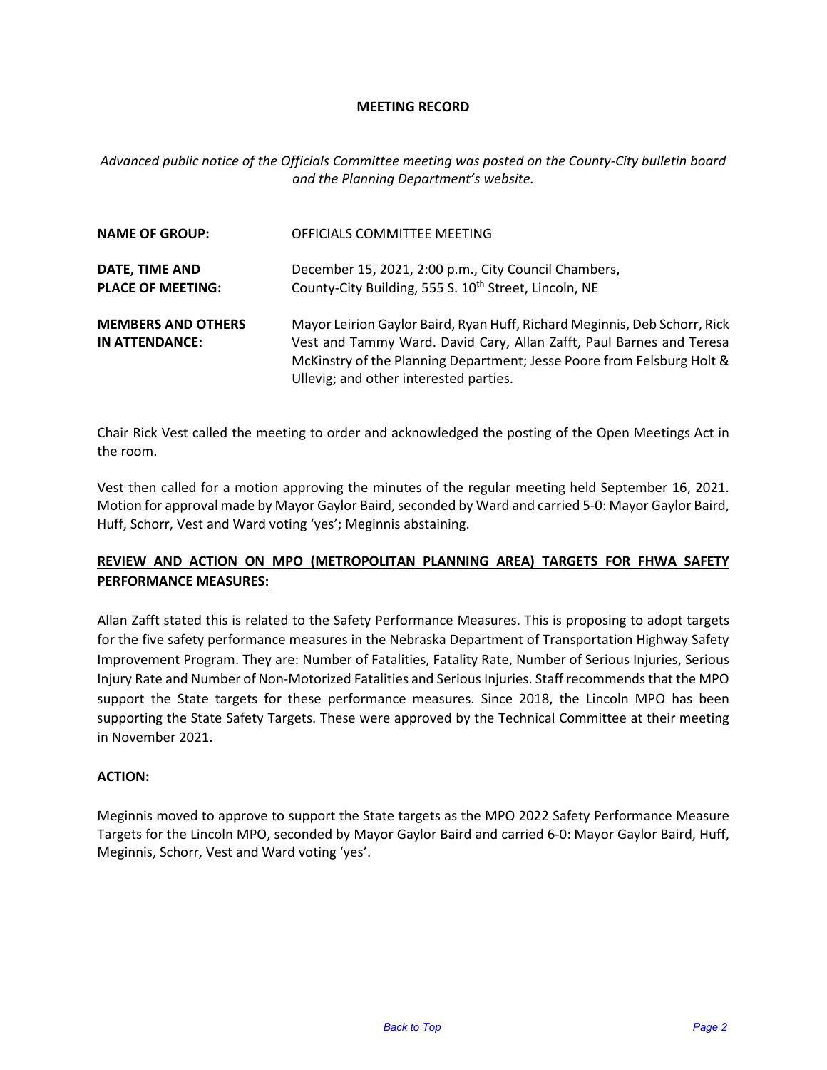**MEETING RECORD**

*Advanced public notice of the Officials Committee meeting was posted on the County-City bulletin board and the Planning Department's website.*

| | |
|---|---|
| **NAME OF GROUP:** | OFFICIALS COMMITTEE MEETING |
| **DATE, TIME AND PLACE OF MEETING:** | December 15, 2021, 2:00 p.m., City Council Chambers, County-City Building, 555 S. 10th Street, Lincoln, NE |
| **MEMBERS AND OTHERS IN ATTENDANCE:** | Mayor Leirion Gaylor Baird, Ryan Huff, Richard Meginnis, Deb Schorr, Rick Vest and Tammy Ward. David Cary, Allan Zafft, Paul Barnes and Teresa McKinstry of the Planning Department; Jesse Poore from Felsburg Holt & Ullevig; and other interested parties. |

Chair Rick Vest called the meeting to order and acknowledged the posting of the Open Meetings Act in the room.

Vest then called for a motion approving the minutes of the regular meeting held September 16, 2021. Motion for approval made by Mayor Gaylor Baird, seconded by Ward and carried 5-0: Mayor Gaylor Baird, Huff, Schorr, Vest and Ward voting 'yes'; Meginnis abstaining.

**REVIEW AND ACTION ON MPO (METROPOLITAN PLANNING AREA) TARGETS FOR FHWA SAFETY PERFORMANCE MEASURES:**

Allan Zafft stated this is related to the Safety Performance Measures. This is proposing to adopt targets for the five safety performance measures in the Nebraska Department of Transportation Highway Safety Improvement Program. They are: Number of Fatalities, Fatality Rate, Number of Serious Injuries, Serious Injury Rate and Number of Non-Motorized Fatalities and Serious Injuries. Staff recommends that the MPO support the State targets for these performance measures. Since 2018, the Lincoln MPO has been supporting the State Safety Targets. These were approved by the Technical Committee at their meeting in November 2021.

**ACTION:**

Meginnis moved to approve to support the State targets as the MPO 2022 Safety Performance Measure Targets for the Lincoln MPO, seconded by Mayor Gaylor Baird and carried 6-0: Mayor Gaylor Baird, Huff, Meginnis, Schorr, Vest and Ward voting 'yes'.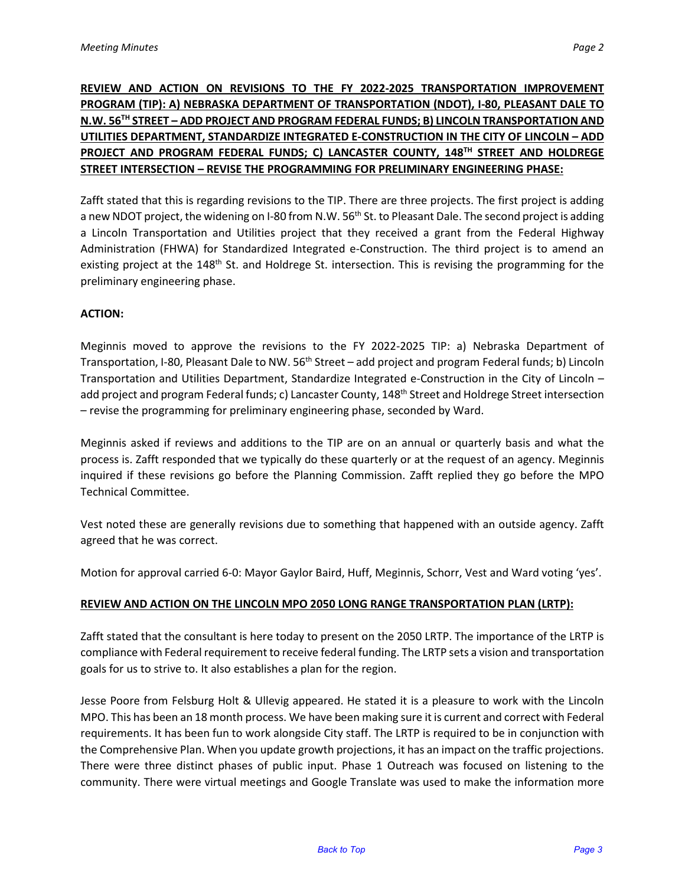**REVIEW AND ACTION ON REVISIONS TO THE FY 2022-2025 TRANSPORTATION IMPROVEMENT PROGRAM (TIP): A) NEBRASKA DEPARTMENT OF TRANSPORTATION (NDOT), I-80, PLEASANT DALE TO N.W. 56TH STREET – ADD PROJECT AND PROGRAM FEDERAL FUNDS; B) LINCOLN TRANSPORTATION AND UTILITIES DEPARTMENT, STANDARDIZE INTEGRATED E-CONSTRUCTION IN THE CITY OF LINCOLN – ADD PROJECT AND PROGRAM FEDERAL FUNDS; C) LANCASTER COUNTY, 148TH STREET AND HOLDREGE STREET INTERSECTION – REVISE THE PROGRAMMING FOR PRELIMINARY ENGINEERING PHASE:**

Zafft stated that this is regarding revisions to the TIP. There are three projects. The first project is adding a new NDOT project, the widening on I-80 from N.W. 56th St. to Pleasant Dale. The second project is adding a Lincoln Transportation and Utilities project that they received a grant from the Federal Highway Administration (FHWA) for Standardized Integrated e-Construction. The third project is to amend an existing project at the 148th St. and Holdrege St. intersection. This is revising the programming for the preliminary engineering phase.

**ACTION:**

Meginnis moved to approve the revisions to the FY 2022-2025 TIP: a) Nebraska Department of Transportation, I-80, Pleasant Dale to NW. 56th Street – add project and program Federal funds; b) Lincoln Transportation and Utilities Department, Standardize Integrated e-Construction in the City of Lincoln – add project and program Federal funds; c) Lancaster County, 148th Street and Holdrege Street intersection – revise the programming for preliminary engineering phase, seconded by Ward.

Meginnis asked if reviews and additions to the TIP are on an annual or quarterly basis and what the process is. Zafft responded that we typically do these quarterly or at the request of an agency. Meginnis inquired if these revisions go before the Planning Commission. Zafft replied they go before the MPO Technical Committee.

Vest noted these are generally revisions due to something that happened with an outside agency. Zafft agreed that he was correct.

Motion for approval carried 6-0: Mayor Gaylor Baird, Huff, Meginnis, Schorr, Vest and Ward voting 'yes'.

**REVIEW AND ACTION ON THE LINCOLN MPO 2050 LONG RANGE TRANSPORTATION PLAN (LRTP):**

Zafft stated that the consultant is here today to present on the 2050 LRTP. The importance of the LRTP is compliance with Federal requirement to receive federal funding. The LRTP sets a vision and transportation goals for us to strive to. It also establishes a plan for the region.

Jesse Poore from Felsburg Holt & Ullevig appeared. He stated it is a pleasure to work with the Lincoln MPO. This has been an 18 month process. We have been making sure it is current and correct with Federal requirements. It has been fun to work alongside City staff. The LRTP is required to be in conjunction with the Comprehensive Plan. When you update growth projections, it has an impact on the traffic projections. There were three distinct phases of public input. Phase 1 Outreach was focused on listening to the community. There were virtual meetings and Google Translate was used to make the information more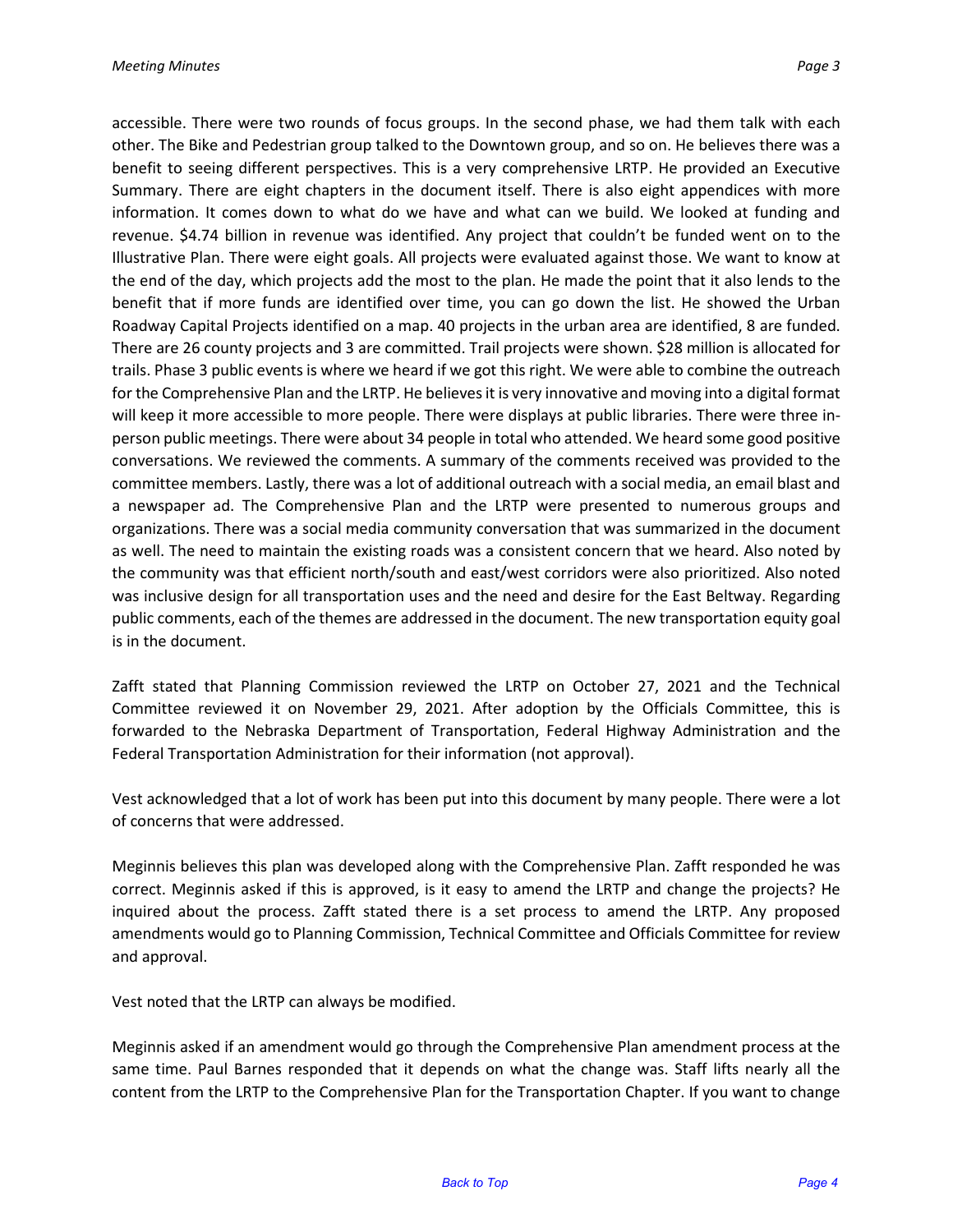accessible. There were two rounds of focus groups. In the second phase, we had them talk with each other. The Bike and Pedestrian group talked to the Downtown group, and so on. He believes there was a benefit to seeing different perspectives. This is a very comprehensive LRTP. He provided an Executive Summary. There are eight chapters in the document itself. There is also eight appendices with more information. It comes down to what do we have and what can we build. We looked at funding and revenue. $4.74 billion in revenue was identified. Any project that couldn't be funded went on to the Illustrative Plan. There were eight goals. All projects were evaluated against those. We want to know at the end of the day, which projects add the most to the plan. He made the point that it also lends to the benefit that if more funds are identified over time, you can go down the list. He showed the Urban Roadway Capital Projects identified on a map. 40 projects in the urban area are identified, 8 are funded. There are 26 county projects and 3 are committed. Trail projects were shown. $28 million is allocated for trails. Phase 3 public events is where we heard if we got this right. We were able to combine the outreach for the Comprehensive Plan and the LRTP. He believes it is very innovative and moving into a digital format will keep it more accessible to more people. There were displays at public libraries. There were three in-person public meetings. There were about 34 people in total who attended. We heard some good positive conversations. We reviewed the comments. A summary of the comments received was provided to the committee members. Lastly, there was a lot of additional outreach with a social media, an email blast and a newspaper ad. The Comprehensive Plan and the LRTP were presented to numerous groups and organizations. There was a social media community conversation that was summarized in the document as well. The need to maintain the existing roads was a consistent concern that we heard. Also noted by the community was that efficient north/south and east/west corridors were also prioritized. Also noted was inclusive design for all transportation uses and the need and desire for the East Beltway. Regarding public comments, each of the themes are addressed in the document. The new transportation equity goal is in the document.

Zafft stated that Planning Commission reviewed the LRTP on October 27, 2021 and the Technical Committee reviewed it on November 29, 2021. After adoption by the Officials Committee, this is forwarded to the Nebraska Department of Transportation, Federal Highway Administration and the Federal Transportation Administration for their information (not approval).

Vest acknowledged that a lot of work has been put into this document by many people. There were a lot of concerns that were addressed.

Meginnis believes this plan was developed along with the Comprehensive Plan. Zafft responded he was correct. Meginnis asked if this is approved, is it easy to amend the LRTP and change the projects? He inquired about the process. Zafft stated there is a set process to amend the LRTP. Any proposed amendments would go to Planning Commission, Technical Committee and Officials Committee for review and approval.

Vest noted that the LRTP can always be modified.

Meginnis asked if an amendment would go through the Comprehensive Plan amendment process at the same time. Paul Barnes responded that it depends on what the change was. Staff lifts nearly all the content from the LRTP to the Comprehensive Plan for the Transportation Chapter. If you want to change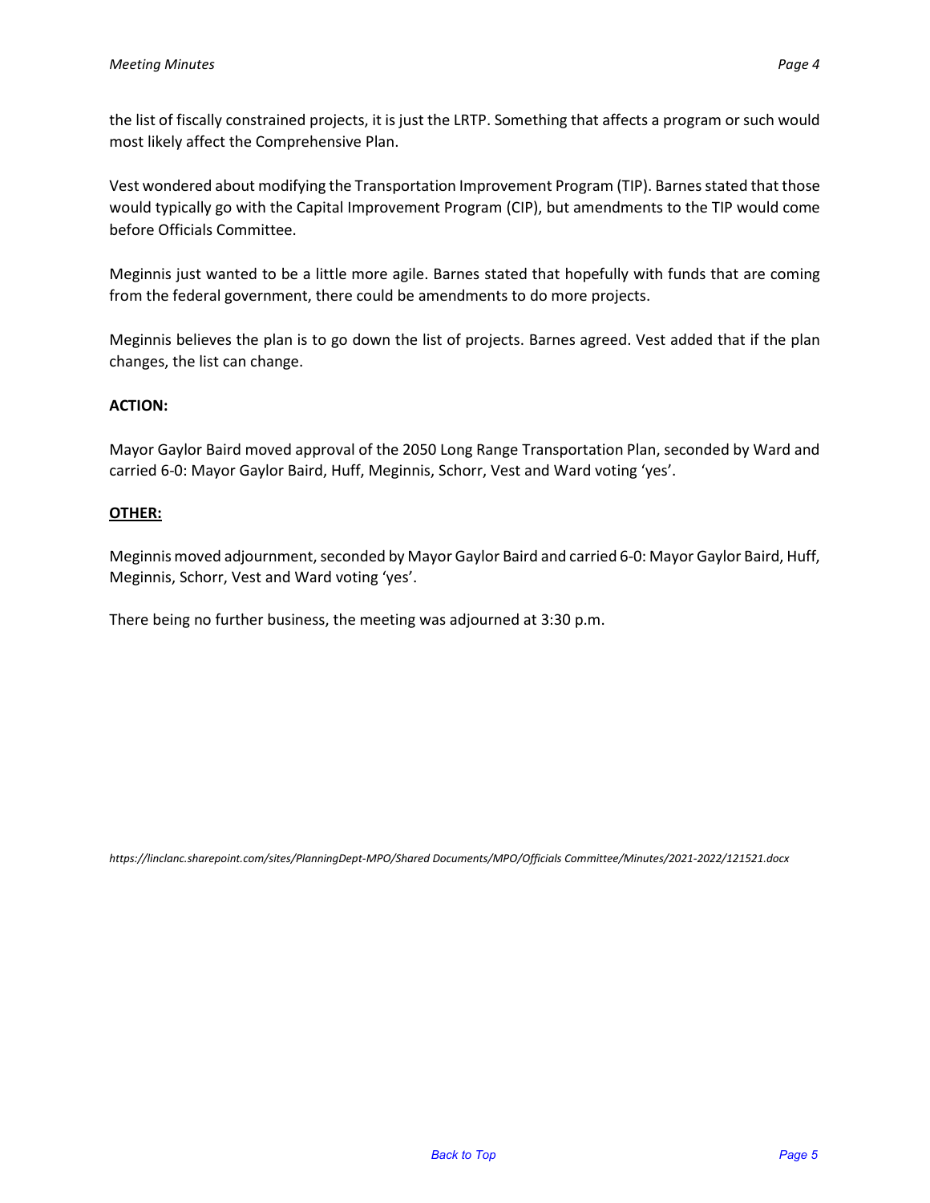the list of fiscally constrained projects, it is just the LRTP. Something that affects a program or such would most likely affect the Comprehensive Plan.

Vest wondered about modifying the Transportation Improvement Program (TIP). Barnes stated that those would typically go with the Capital Improvement Program (CIP), but amendments to the TIP would come before Officials Committee.

Meginnis just wanted to be a little more agile. Barnes stated that hopefully with funds that are coming from the federal government, there could be amendments to do more projects.

Meginnis believes the plan is to go down the list of projects. Barnes agreed. Vest added that if the plan changes, the list can change.

**ACTION:**

Mayor Gaylor Baird moved approval of the 2050 Long Range Transportation Plan, seconded by Ward and carried 6-0: Mayor Gaylor Baird, Huff, Meginnis, Schorr, Vest and Ward voting 'yes'.

**OTHER:**

Meginnis moved adjournment, seconded by Mayor Gaylor Baird and carried 6-0: Mayor Gaylor Baird, Huff, Meginnis, Schorr, Vest and Ward voting 'yes'.

There being no further business, the meeting was adjourned at 3:30 p.m.

*https://linclanc.sharepoint.com/sites/PlanningDept-MPO/Shared Documents/MPO/Officials Committee/Minutes/2021-2022/121521.docx*

Back to Top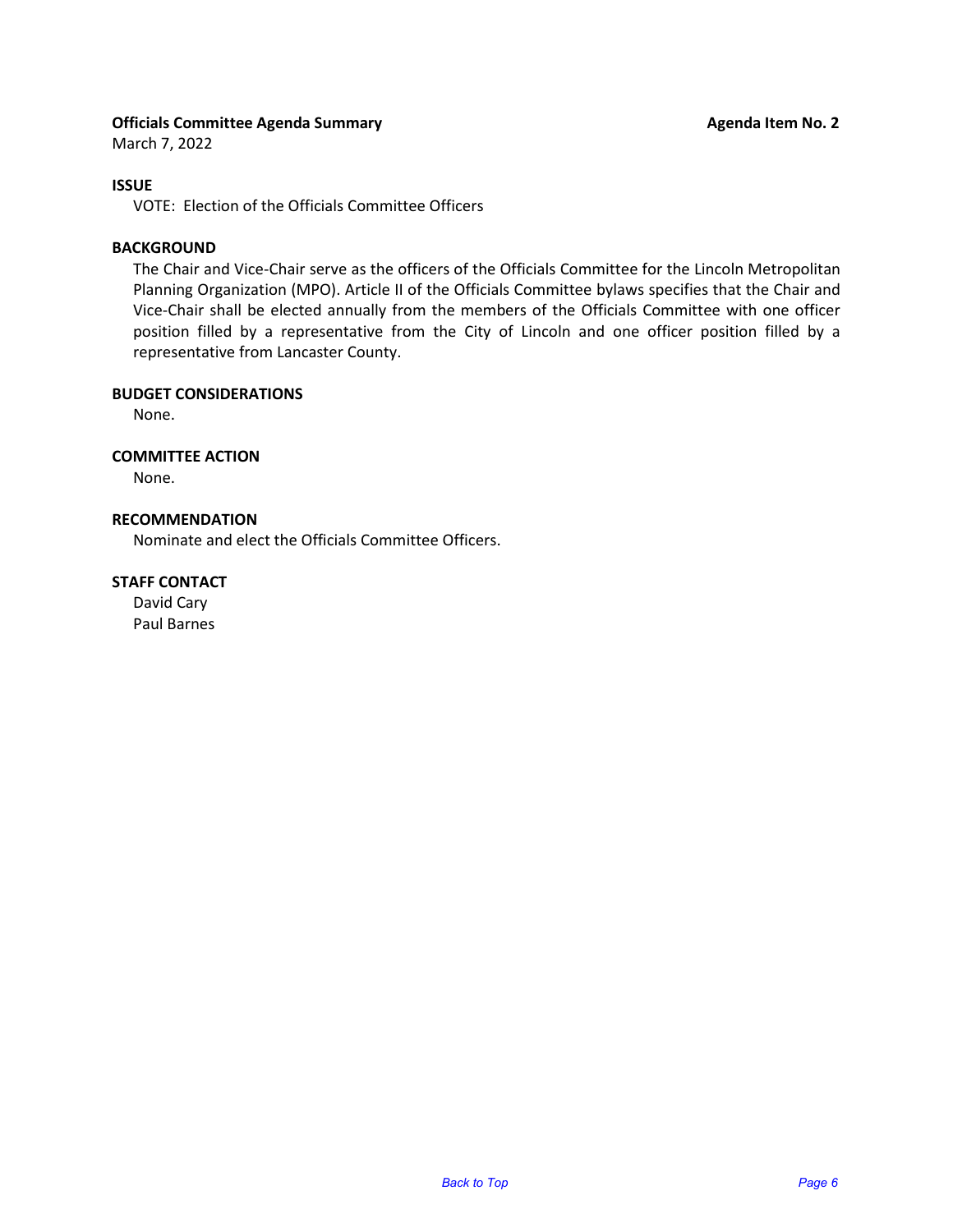**Officials Committee Agenda Summary** **Agenda Item No. 2**

March 7, 2022

**ISSUE**

VOTE: Election of the Officials Committee Officers

**BACKGROUND**

The Chair and Vice-Chair serve as the officers of the Officials Committee for the Lincoln Metropolitan Planning Organization (MPO). Article II of the Officials Committee bylaws specifies that the Chair and Vice-Chair shall be elected annually from the members of the Officials Committee with one officer position filled by a representative from the City of Lincoln and one officer position filled by a representative from Lancaster County.

**BUDGET CONSIDERATIONS**

None.

**COMMITTEE ACTION**

None.

**RECOMMENDATION**

Nominate and elect the Officials Committee Officers.

**STAFF CONTACT**

David Cary
Paul Barnes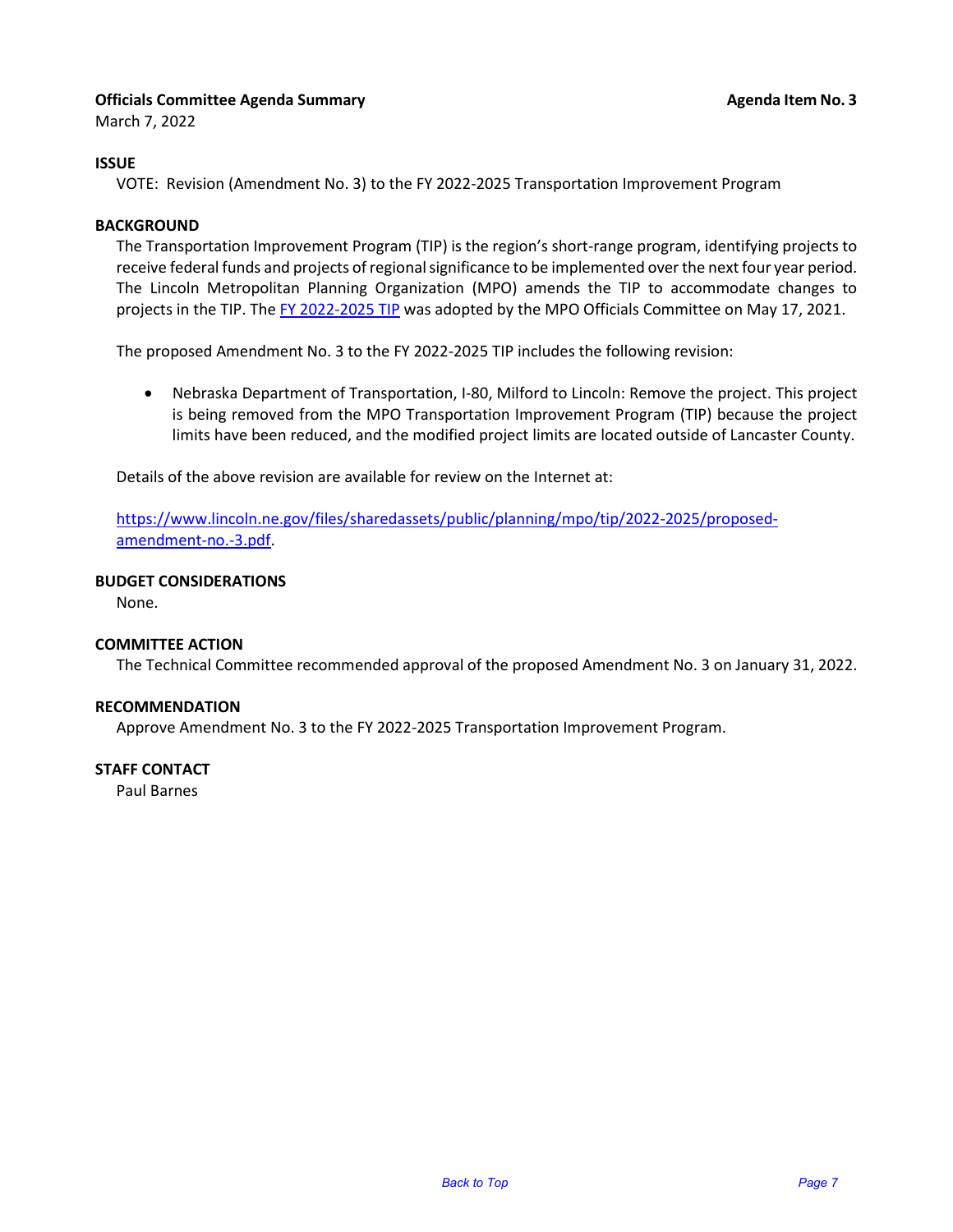**Officials Committee Agenda Summary** **Agenda Item No. 3**

March 7, 2022

**ISSUE**

VOTE: Revision (Amendment No. 3) to the FY 2022-2025 Transportation Improvement Program

**BACKGROUND**

The Transportation Improvement Program (TIP) is the region's short-range program, identifying projects to receive federal funds and projects of regional significance to be implemented over the next four year period. The Lincoln Metropolitan Planning Organization (MPO) amends the TIP to accommodate changes to projects in the TIP. The FY 2022-2025 TIP was adopted by the MPO Officials Committee on May 17, 2021.

The proposed Amendment No. 3 to the FY 2022-2025 TIP includes the following revision:

- Nebraska Department of Transportation, I-80, Milford to Lincoln: Remove the project. This project is being removed from the MPO Transportation Improvement Program (TIP) because the project limits have been reduced, and the modified project limits are located outside of Lancaster County.

Details of the above revision are available for review on the Internet at:

https://www.lincoln.ne.gov/files/sharedassets/public/planning/mpo/tip/2022-2025/proposed-amendment-no.-3.pdf.

**BUDGET CONSIDERATIONS**

None.

**COMMITTEE ACTION**

The Technical Committee recommended approval of the proposed Amendment No. 3 on January 31, 2022.

**RECOMMENDATION**

Approve Amendment No. 3 to the FY 2022-2025 Transportation Improvement Program.

**STAFF CONTACT**

Paul Barnes

*Back to Top*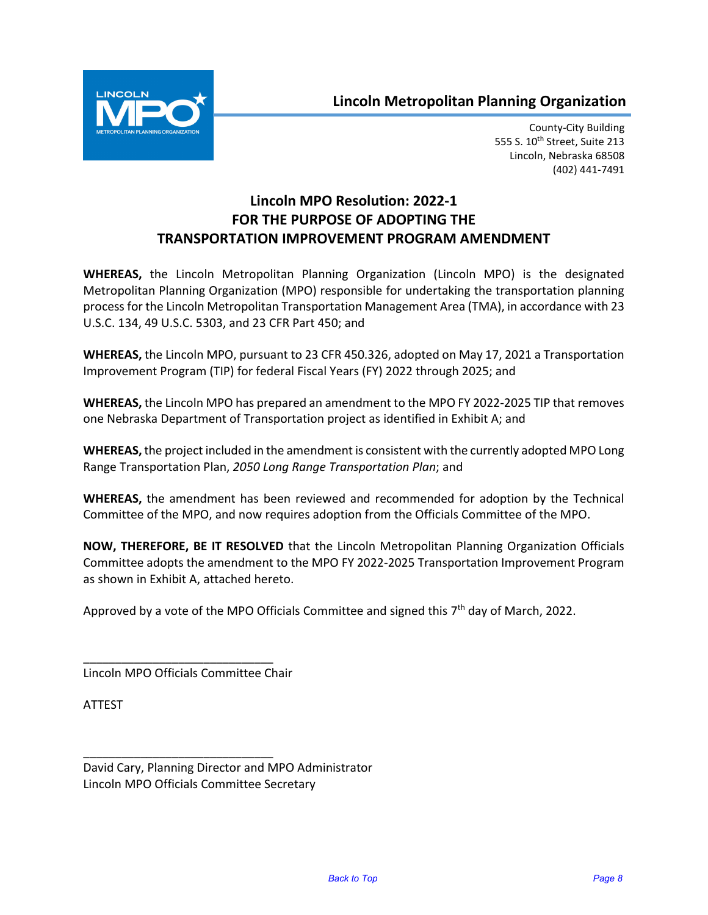## Lincoln Metropolitan Planning Organization

County-City Building
555 S. 10th Street, Suite 213
Lincoln, Nebraska 68508
(402) 441-7491

# Lincoln MPO Resolution: 2022-1
# FOR THE PURPOSE OF ADOPTING THE TRANSPORTATION IMPROVEMENT PROGRAM AMENDMENT

**WHEREAS,** the Lincoln Metropolitan Planning Organization (Lincoln MPO) is the designated Metropolitan Planning Organization (MPO) responsible for undertaking the transportation planning process for the Lincoln Metropolitan Transportation Management Area (TMA), in accordance with 23 U.S.C. 134, 49 U.S.C. 5303, and 23 CFR Part 450; and

**WHEREAS,** the Lincoln MPO, pursuant to 23 CFR 450.326, adopted on May 17, 2021 a Transportation Improvement Program (TIP) for federal Fiscal Years (FY) 2022 through 2025; and

**WHEREAS,** the Lincoln MPO has prepared an amendment to the MPO FY 2022-2025 TIP that removes one Nebraska Department of Transportation project as identified in Exhibit A; and

**WHEREAS,** the project included in the amendment is consistent with the currently adopted MPO Long Range Transportation Plan, *2050 Long Range Transportation Plan*; and

**WHEREAS,** the amendment has been reviewed and recommended for adoption by the Technical Committee of the MPO, and now requires adoption from the Officials Committee of the MPO.

**NOW, THEREFORE, BE IT RESOLVED** that the Lincoln Metropolitan Planning Organization Officials Committee adopts the amendment to the MPO FY 2022-2025 Transportation Improvement Program as shown in Exhibit A, attached hereto.

Approved by a vote of the MPO Officials Committee and signed this 7th day of March, 2022.

______________________________
Lincoln MPO Officials Committee Chair

ATTEST

______________________________
David Cary, Planning Director and MPO Administrator
Lincoln MPO Officials Committee Secretary

Back to Top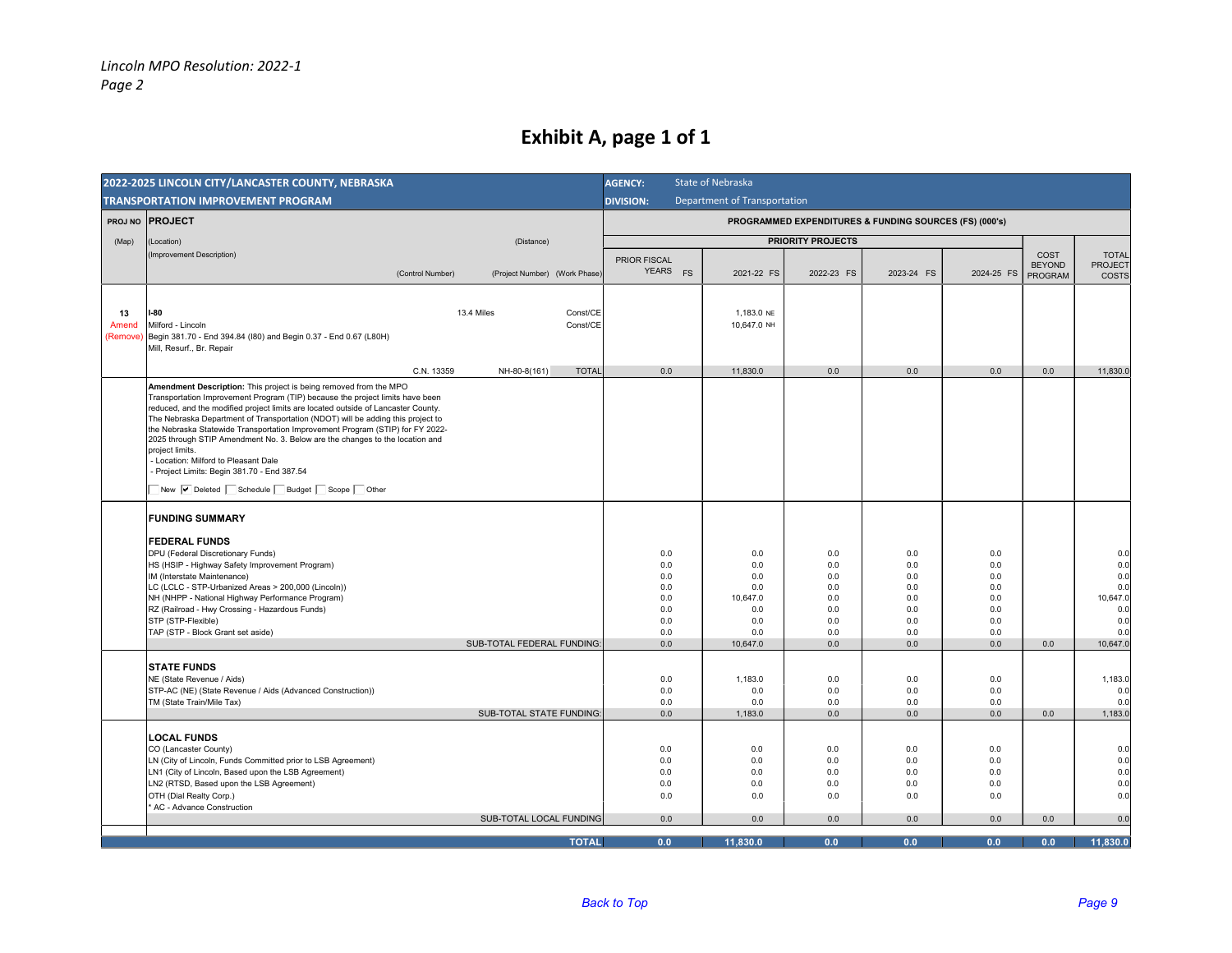*Lincoln MPO Resolution: 2022-1*
*Page 2*

# Exhibit A, page 1 of 1

| 2022-2025 LINCOLN CITY/LANCASTER COUNTY, NEBRASKA TRANSPORTATION IMPROVEMENT PROGRAM | | AGENCY: State of Nebraska DIVISION: Department of Transportation | | | | | | |
|---|---|---|---|---|---|---|---|---|
| PROJ NO (Map) | PROJECT (Location) (Improvement Description) (Distance) (Control Number) (Project Number) (Work Phase) | PROGRAMMED EXPENDITURES & FUNDING SOURCES (FS) (000's) | | | | | | |
| | | PRIOR FISCAL YEARS FS | 2021-22 FS | 2022-23 FS | 2023-24 FS | 2024-25 FS | COST BEYOND PROGRAM | TOTAL PROJECT COSTS |
| 13 Amend (Remove) | **I-80** 13.4 Miles Const/CE<br>Milford - Lincoln Const/CE<br>Begin 381.70 - End 394.84 (I80) and Begin 0.37 - End 0.67 (L80H)<br>Mill, Resurf., Br. Repair | | 1,183.0 NE<br>10,647.0 NH | | | | | |
| | C.N. 13359 NH-80-8(161) TOTAL | 0.0 | 11,830.0 | 0.0 | 0.0 | 0.0 | 0.0 | 11,830.0 |
| | **Amendment Description:** This project is being removed from the MPO Transportation Improvement Program (TIP) because the project limits have been reduced, and the modified project limits are located outside of Lancaster County. The Nebraska Department of Transportation (NDOT) will be adding this project to the Nebraska Statewide Transportation Improvement Program (STIP) for FY 2022-2025 through STIP Amendment No. 3. Below are the changes to the location and project limits.<br>- Location: Milford to Pleasant Dale<br>- Project Limits: Begin 381.70 - End 387.54<br>☐ New ☑ Deleted ☐ Schedule ☐ Budget ☐ Scope ☐ Other | | | | | | | |
| | **FUNDING SUMMARY** | | | | | | | |
| | **FEDERAL FUNDS** | | | | | | | |
| | DPU (Federal Discretionary Funds) | 0.0 | 0.0 | 0.0 | 0.0 | 0.0 | | 0.0 |
| | HS (HSIP - Highway Safety Improvement Program) | 0.0 | 0.0 | 0.0 | 0.0 | 0.0 | | 0.0 |
| | IM (Interstate Maintenance) | 0.0 | 0.0 | 0.0 | 0.0 | 0.0 | | 0.0 |
| | LC (LCLC - STP-Urbanized Areas > 200,000 (Lincoln)) | 0.0 | 0.0 | 0.0 | 0.0 | 0.0 | | 0.0 |
| | NH (NHPP - National Highway Performance Program) | 0.0 | 10,647.0 | 0.0 | 0.0 | 0.0 | | 10,647.0 |
| | RZ (Railroad - Hwy Crossing - Hazardous Funds) | 0.0 | 0.0 | 0.0 | 0.0 | 0.0 | | 0.0 |
| | STP (STP-Flexible) | 0.0 | 0.0 | 0.0 | 0.0 | 0.0 | | 0.0 |
| | TAP (STP - Block Grant set aside) | 0.0 | 0.0 | 0.0 | 0.0 | 0.0 | | 0.0 |
| | SUB-TOTAL FEDERAL FUNDING: | 0.0 | 10,647.0 | 0.0 | 0.0 | 0.0 | 0.0 | 10,647.0 |
| | **STATE FUNDS** | | | | | | | |
| | NE (State Revenue / Aids) | 0.0 | 1,183.0 | 0.0 | 0.0 | 0.0 | | 1,183.0 |
| | STP-AC (NE) (State Revenue / Aids (Advanced Construction)) | 0.0 | 0.0 | 0.0 | 0.0 | 0.0 | | 0.0 |
| | TM (State Train/Mile Tax) | 0.0 | 0.0 | 0.0 | 0.0 | 0.0 | | 0.0 |
| | SUB-TOTAL STATE FUNDING: | 0.0 | 1,183.0 | 0.0 | 0.0 | 0.0 | 0.0 | 1,183.0 |
| | **LOCAL FUNDS** | | | | | | | |
| | CO (Lancaster County) | 0.0 | 0.0 | 0.0 | 0.0 | 0.0 | | 0.0 |
| | LN (City of Lincoln, Funds Committed prior to LSB Agreement) | 0.0 | 0.0 | 0.0 | 0.0 | 0.0 | | 0.0 |
| | LN1 (City of Lincoln, Based upon the LSB Agreement) | 0.0 | 0.0 | 0.0 | 0.0 | 0.0 | | 0.0 |
| | LN2 (RTSD, Based upon the LSB Agreement) | 0.0 | 0.0 | 0.0 | 0.0 | 0.0 | | 0.0 |
| | OTH (Dial Realty Corp.) | 0.0 | 0.0 | 0.0 | 0.0 | 0.0 | | 0.0 |
| | * AC - Advance Construction | | | | | | | |
| | SUB-TOTAL LOCAL FUNDING | 0.0 | 0.0 | 0.0 | 0.0 | 0.0 | 0.0 | 0.0 |
| | **TOTAL** | **0.0** | **11,830.0** | **0.0** | **0.0** | **0.0** | **0.0** | **11,830.0** |

*Back to Top*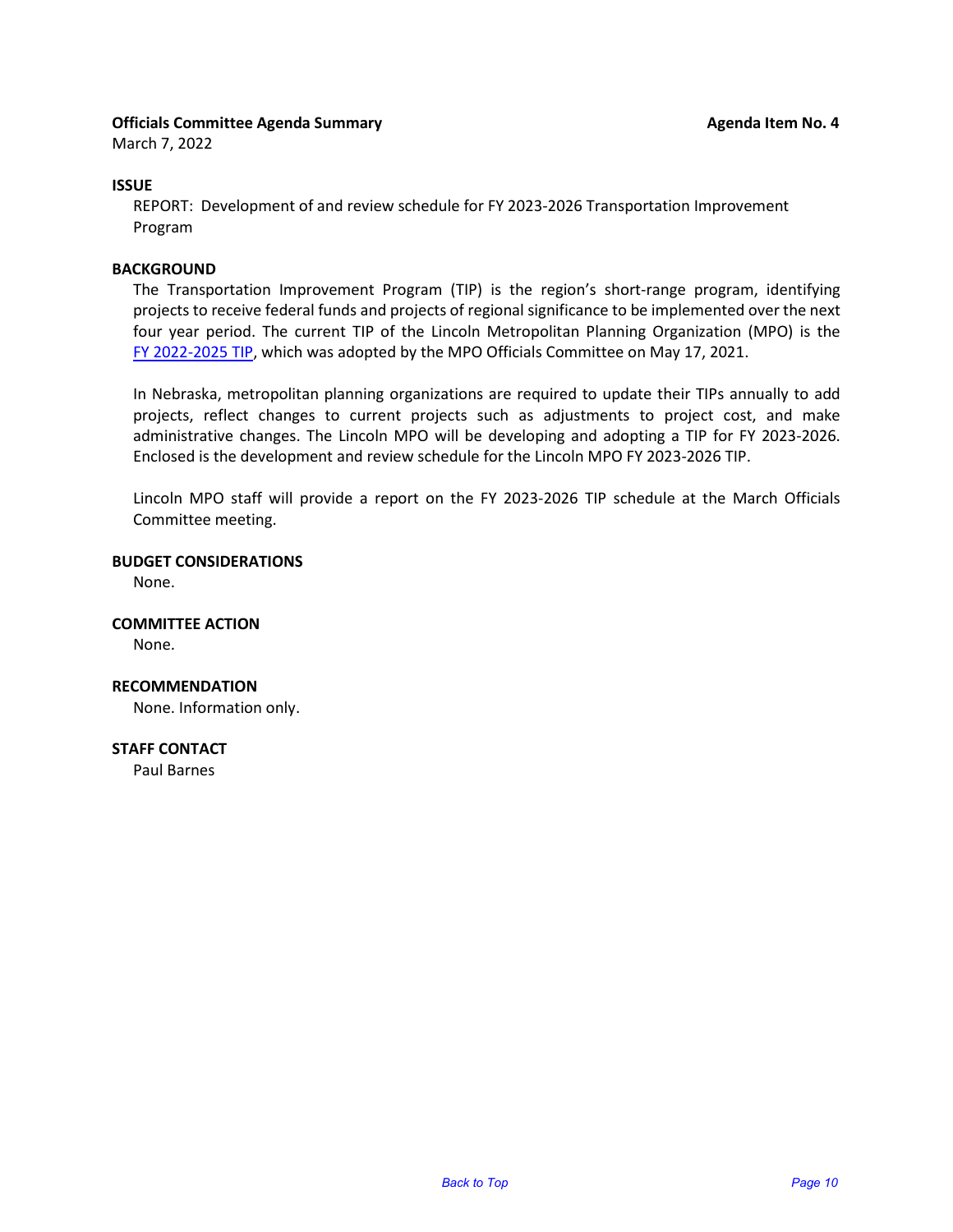**Officials Committee Agenda Summary** **Agenda Item No. 4**

March 7, 2022

**ISSUE**

REPORT: Development of and review schedule for FY 2023-2026 Transportation Improvement Program

**BACKGROUND**

The Transportation Improvement Program (TIP) is the region's short-range program, identifying projects to receive federal funds and projects of regional significance to be implemented over the next four year period. The current TIP of the Lincoln Metropolitan Planning Organization (MPO) is the FY 2022-2025 TIP, which was adopted by the MPO Officials Committee on May 17, 2021.

In Nebraska, metropolitan planning organizations are required to update their TIPs annually to add projects, reflect changes to current projects such as adjustments to project cost, and make administrative changes. The Lincoln MPO will be developing and adopting a TIP for FY 2023-2026. Enclosed is the development and review schedule for the Lincoln MPO FY 2023-2026 TIP.

Lincoln MPO staff will provide a report on the FY 2023-2026 TIP schedule at the March Officials Committee meeting.

**BUDGET CONSIDERATIONS**

None.

**COMMITTEE ACTION**

None.

**RECOMMENDATION**

None. Information only.

**STAFF CONTACT**

Paul Barnes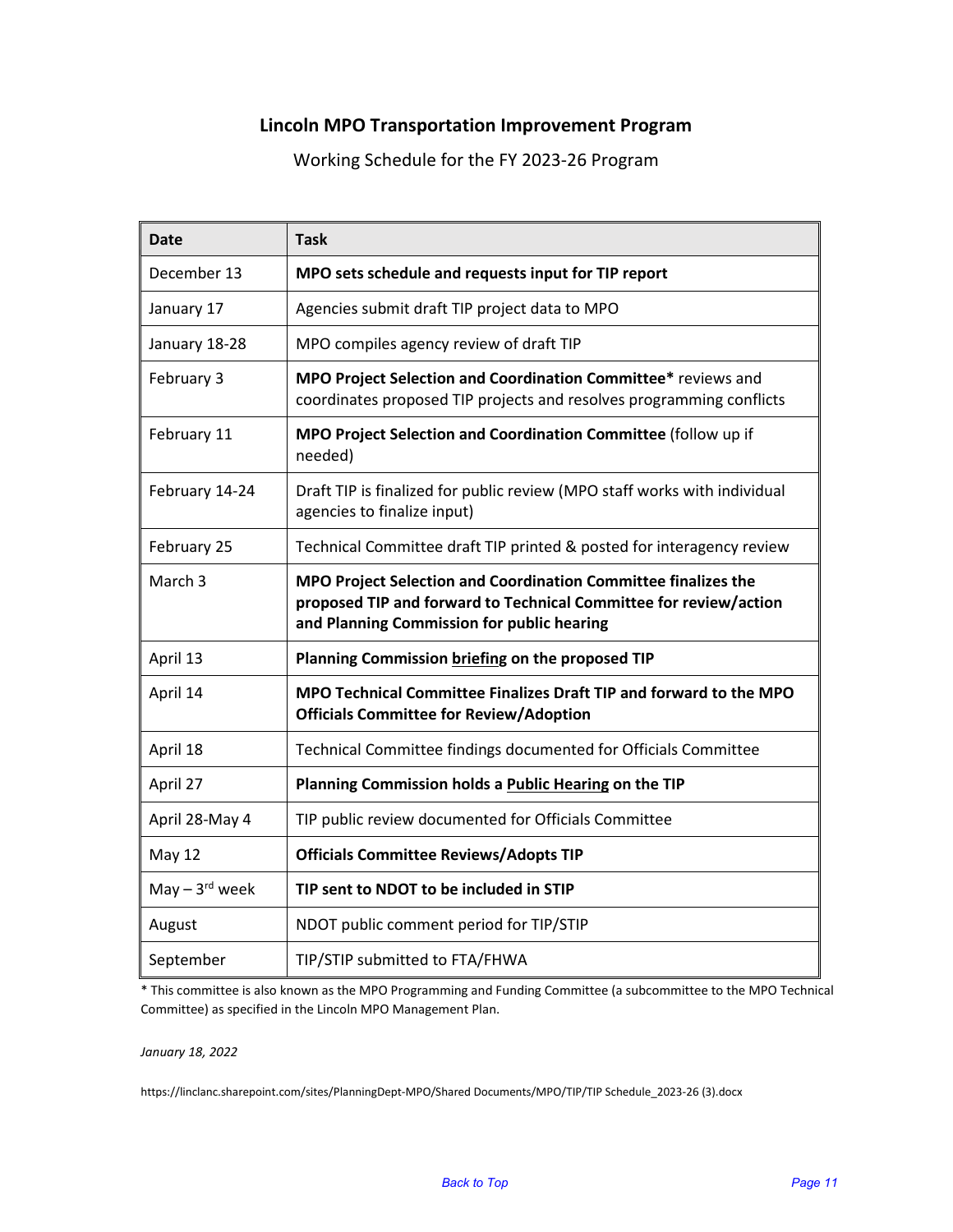## Lincoln MPO Transportation Improvement Program

Working Schedule for the FY 2023-26 Program

| Date | Task |
|---|---|
| December 13 | **MPO sets schedule and requests input for TIP report** |
| January 17 | Agencies submit draft TIP project data to MPO |
| January 18-28 | MPO compiles agency review of draft TIP |
| February 3 | **MPO Project Selection and Coordination Committee*** reviews and coordinates proposed TIP projects and resolves programming conflicts |
| February 11 | **MPO Project Selection and Coordination Committee** (follow up if needed) |
| February 14-24 | Draft TIP is finalized for public review (MPO staff works with individual agencies to finalize input) |
| February 25 | Technical Committee draft TIP printed & posted for interagency review |
| March 3 | **MPO Project Selection and Coordination Committee finalizes the proposed TIP and forward to Technical Committee for review/action and Planning Commission for public hearing** |
| April 13 | **Planning Commission briefing on the proposed TIP** |
| April 14 | **MPO Technical Committee Finalizes Draft TIP and forward to the MPO Officials Committee for Review/Adoption** |
| April 18 | Technical Committee findings documented for Officials Committee |
| April 27 | **Planning Commission holds a Public Hearing on the TIP** |
| April 28-May 4 | TIP public review documented for Officials Committee |
| May 12 | **Officials Committee Reviews/Adopts TIP** |
| May – 3rd week | **TIP sent to NDOT to be included in STIP** |
| August | NDOT public comment period for TIP/STIP |
| September | TIP/STIP submitted to FTA/FHWA |

* This committee is also known as the MPO Programming and Funding Committee (a subcommittee to the MPO Technical Committee) as specified in the Lincoln MPO Management Plan.

*January 18, 2022*

https://linclanc.sharepoint.com/sites/PlanningDept-MPO/Shared Documents/MPO/TIP/TIP Schedule_2023-26 (3).docx

Back to Top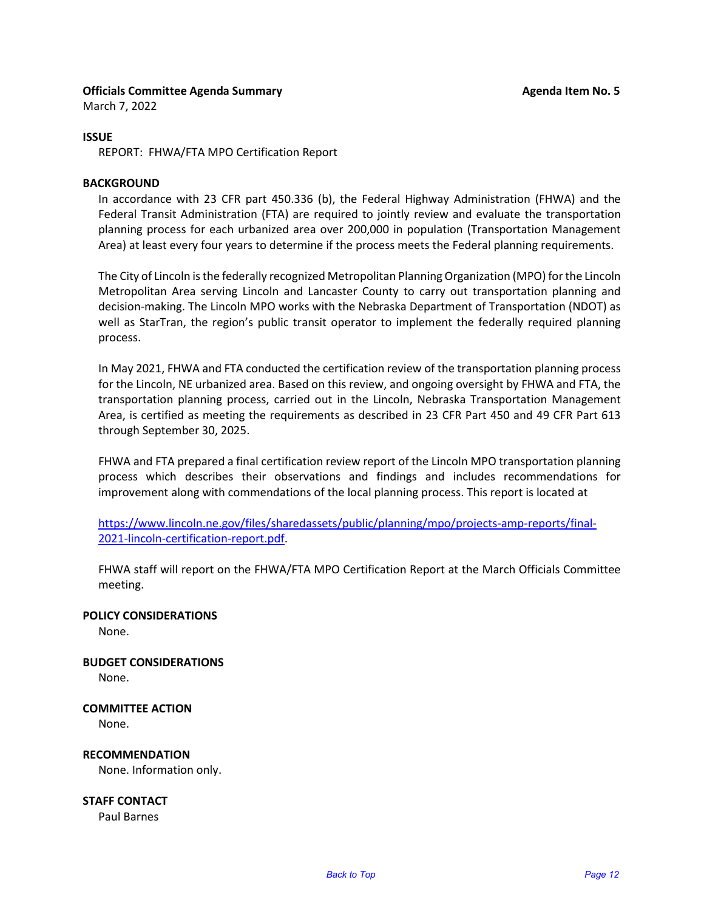**Officials Committee Agenda Summary** **Agenda Item No. 5**

March 7, 2022

**ISSUE**

REPORT: FHWA/FTA MPO Certification Report

**BACKGROUND**

In accordance with 23 CFR part 450.336 (b), the Federal Highway Administration (FHWA) and the Federal Transit Administration (FTA) are required to jointly review and evaluate the transportation planning process for each urbanized area over 200,000 in population (Transportation Management Area) at least every four years to determine if the process meets the Federal planning requirements.

The City of Lincoln is the federally recognized Metropolitan Planning Organization (MPO) for the Lincoln Metropolitan Area serving Lincoln and Lancaster County to carry out transportation planning and decision-making. The Lincoln MPO works with the Nebraska Department of Transportation (NDOT) as well as StarTran, the region's public transit operator to implement the federally required planning process.

In May 2021, FHWA and FTA conducted the certification review of the transportation planning process for the Lincoln, NE urbanized area. Based on this review, and ongoing oversight by FHWA and FTA, the transportation planning process, carried out in the Lincoln, Nebraska Transportation Management Area, is certified as meeting the requirements as described in 23 CFR Part 450 and 49 CFR Part 613 through September 30, 2025.

FHWA and FTA prepared a final certification review report of the Lincoln MPO transportation planning process which describes their observations and findings and includes recommendations for improvement along with commendations of the local planning process. This report is located at

[https://www.lincoln.ne.gov/files/sharedassets/public/planning/mpo/projects-amp-reports/final-2021-lincoln-certification-report.pdf](https://www.lincoln.ne.gov/files/sharedassets/public/planning/mpo/projects-amp-reports/final-2021-lincoln-certification-report.pdf).

FHWA staff will report on the FHWA/FTA MPO Certification Report at the March Officials Committee meeting.

**POLICY CONSIDERATIONS**

None.

**BUDGET CONSIDERATIONS**

None.

**COMMITTEE ACTION**

None.

**RECOMMENDATION**

None. Information only.

**STAFF CONTACT**

Paul Barnes